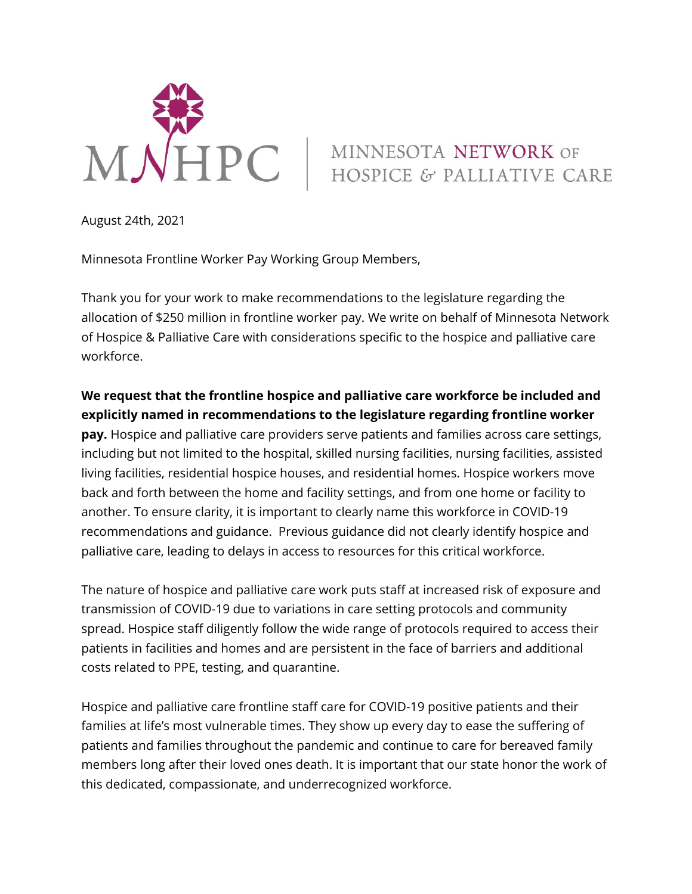MNHPC | MINNESOTA NETWORK OF HOSPICE & PALLIATIVE CARE

August 24th, 2021

Minnesota Frontline Worker Pay Working Group Members,

Thank you for your work to make recommendations to the legislature regarding the allocation of $250 million in frontline worker pay. We write on behalf of Minnesota Network of Hospice & Palliative Care with considerations specific to the hospice and palliative care workforce.

**We request that the frontline hospice and palliative care workforce be included and explicitly named in recommendations to the legislature regarding frontline worker pay.** Hospice and palliative care providers serve patients and families across care settings, including but not limited to the hospital, skilled nursing facilities, nursing facilities, assisted living facilities, residential hospice houses, and residential homes. Hospice workers move back and forth between the home and facility settings, and from one home or facility to another. To ensure clarity, it is important to clearly name this workforce in COVID-19 recommendations and guidance. Previous guidance did not clearly identify hospice and palliative care, leading to delays in access to resources for this critical workforce.

The nature of hospice and palliative care work puts staff at increased risk of exposure and transmission of COVID-19 due to variations in care setting protocols and community spread. Hospice staff diligently follow the wide range of protocols required to access their patients in facilities and homes and are persistent in the face of barriers and additional costs related to PPE, testing, and quarantine.

Hospice and palliative care frontline staff care for COVID-19 positive patients and their families at life's most vulnerable times. They show up every day to ease the suffering of patients and families throughout the pandemic and continue to care for bereaved family members long after their loved ones death. It is important that our state honor the work of this dedicated, compassionate, and underrecognized workforce.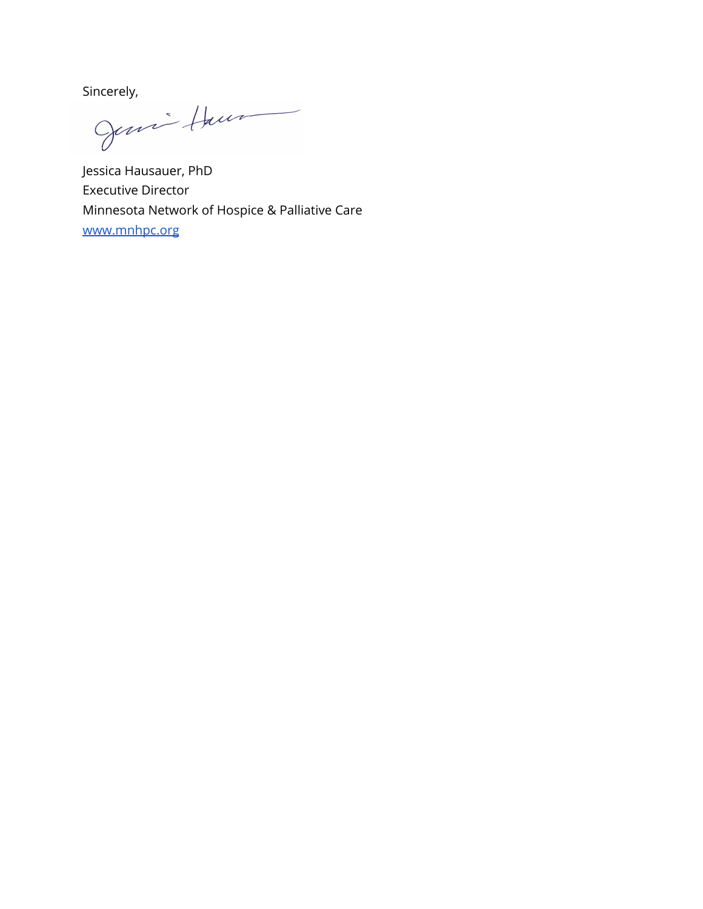Sincerely,

Jessica Hausauer, PhD
Executive Director
Minnesota Network of Hospice & Palliative Care
[www.mnhpc.org](http://www.mnhpc.org)